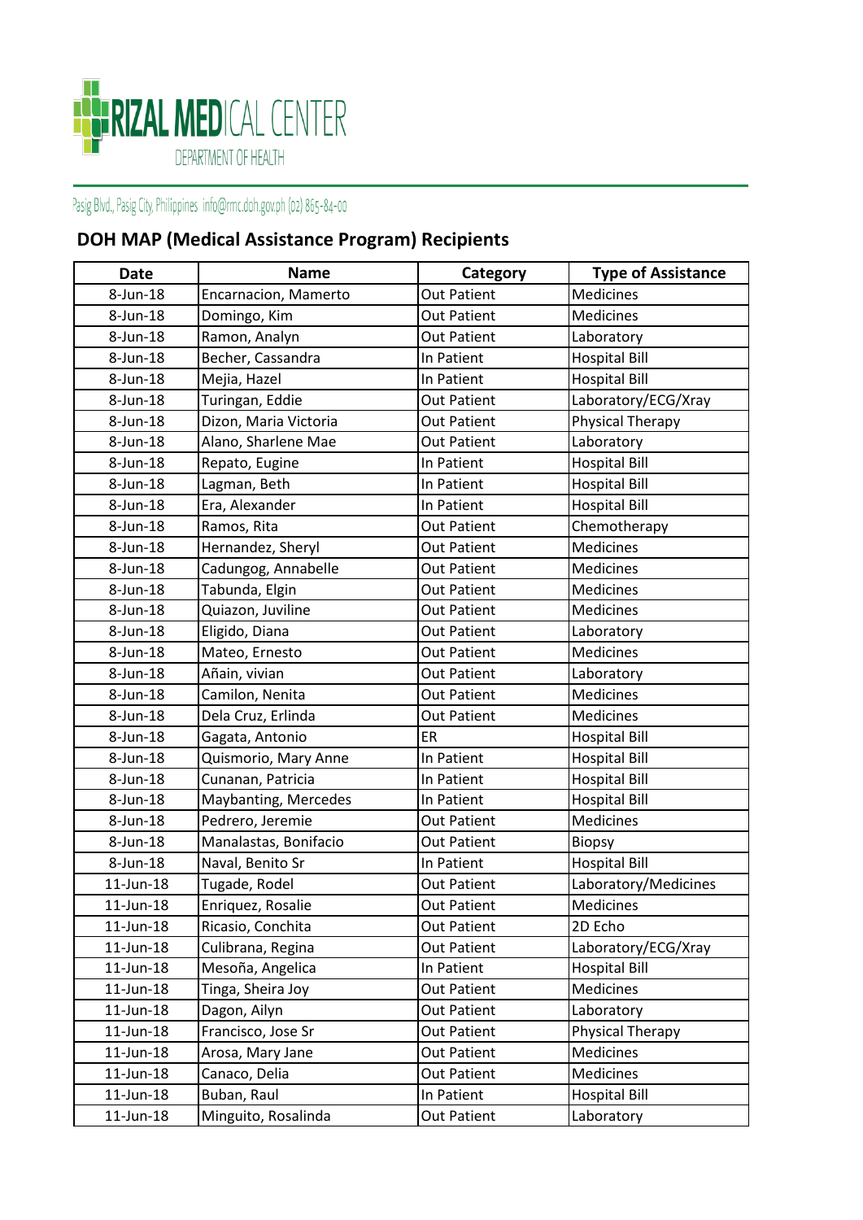RIZAL MEDICAL CENTER
DEPARTMENT OF HEALTH

Pasig Blvd., Pasig City, Philippines info@rmc.doh.gov.ph (02) 865-84-00

## DOH MAP (Medical Assistance Program) Recipients

| Date | Name | Category | Type of Assistance |
|---|---|---|---|
| 8-Jun-18 | Encarnacion, Mamerto | Out Patient | Medicines |
| 8-Jun-18 | Domingo, Kim | Out Patient | Medicines |
| 8-Jun-18 | Ramon, Analyn | Out Patient | Laboratory |
| 8-Jun-18 | Becher, Cassandra | In Patient | Hospital Bill |
| 8-Jun-18 | Mejia, Hazel | In Patient | Hospital Bill |
| 8-Jun-18 | Turingan, Eddie | Out Patient | Laboratory/ECG/Xray |
| 8-Jun-18 | Dizon, Maria Victoria | Out Patient | Physical Therapy |
| 8-Jun-18 | Alano, Sharlene Mae | Out Patient | Laboratory |
| 8-Jun-18 | Repato, Eugine | In Patient | Hospital Bill |
| 8-Jun-18 | Lagman, Beth | In Patient | Hospital Bill |
| 8-Jun-18 | Era, Alexander | In Patient | Hospital Bill |
| 8-Jun-18 | Ramos, Rita | Out Patient | Chemotherapy |
| 8-Jun-18 | Hernandez, Sheryl | Out Patient | Medicines |
| 8-Jun-18 | Cadungog, Annabelle | Out Patient | Medicines |
| 8-Jun-18 | Tabunda, Elgin | Out Patient | Medicines |
| 8-Jun-18 | Quiazon, Juviline | Out Patient | Medicines |
| 8-Jun-18 | Eligido, Diana | Out Patient | Laboratory |
| 8-Jun-18 | Mateo, Ernesto | Out Patient | Medicines |
| 8-Jun-18 | Añain, vivian | Out Patient | Laboratory |
| 8-Jun-18 | Camilon, Nenita | Out Patient | Medicines |
| 8-Jun-18 | Dela Cruz, Erlinda | Out Patient | Medicines |
| 8-Jun-18 | Gagata, Antonio | ER | Hospital Bill |
| 8-Jun-18 | Quismorio, Mary Anne | In Patient | Hospital Bill |
| 8-Jun-18 | Cunanan, Patricia | In Patient | Hospital Bill |
| 8-Jun-18 | Maybanting, Mercedes | In Patient | Hospital Bill |
| 8-Jun-18 | Pedrero, Jeremie | Out Patient | Medicines |
| 8-Jun-18 | Manalastas, Bonifacio | Out Patient | Biopsy |
| 8-Jun-18 | Naval, Benito Sr | In Patient | Hospital Bill |
| 11-Jun-18 | Tugade, Rodel | Out Patient | Laboratory/Medicines |
| 11-Jun-18 | Enriquez, Rosalie | Out Patient | Medicines |
| 11-Jun-18 | Ricasio, Conchita | Out Patient | 2D Echo |
| 11-Jun-18 | Culibrana, Regina | Out Patient | Laboratory/ECG/Xray |
| 11-Jun-18 | Mesoña, Angelica | In Patient | Hospital Bill |
| 11-Jun-18 | Tinga, Sheira Joy | Out Patient | Medicines |
| 11-Jun-18 | Dagon, Ailyn | Out Patient | Laboratory |
| 11-Jun-18 | Francisco, Jose Sr | Out Patient | Physical Therapy |
| 11-Jun-18 | Arosa, Mary Jane | Out Patient | Medicines |
| 11-Jun-18 | Canaco, Delia | Out Patient | Medicines |
| 11-Jun-18 | Buban, Raul | In Patient | Hospital Bill |
| 11-Jun-18 | Minguito, Rosalinda | Out Patient | Laboratory |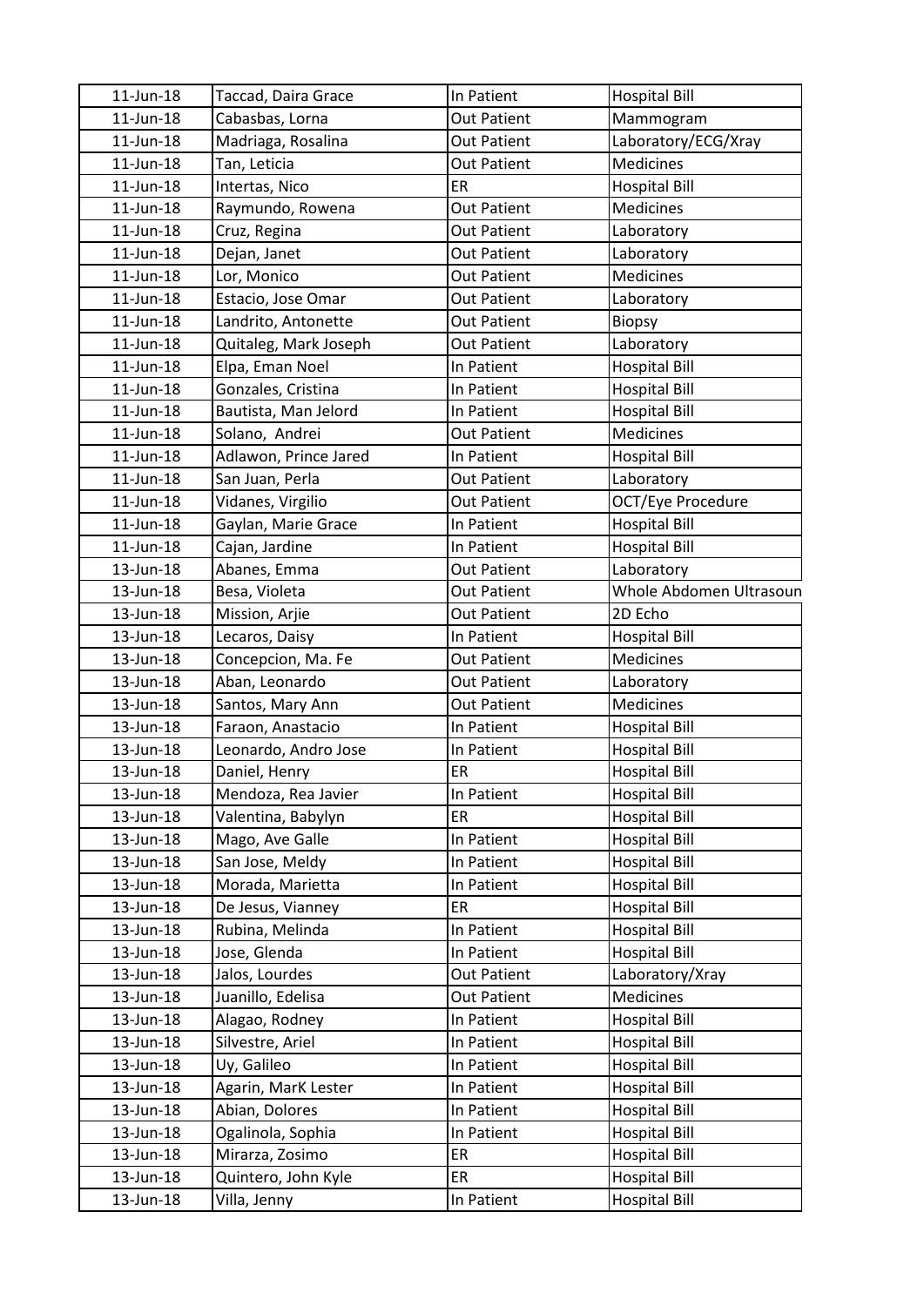| 11-Jun-18 | Taccad, Daira Grace | In Patient | Hospital Bill |
|---|---|---|---|
| 11-Jun-18 | Cabasbas, Lorna | Out Patient | Mammogram |
| 11-Jun-18 | Madriaga, Rosalina | Out Patient | Laboratory/ECG/Xray |
| 11-Jun-18 | Tan, Leticia | Out Patient | Medicines |
| 11-Jun-18 | Intertas, Nico | ER | Hospital Bill |
| 11-Jun-18 | Raymundo, Rowena | Out Patient | Medicines |
| 11-Jun-18 | Cruz, Regina | Out Patient | Laboratory |
| 11-Jun-18 | Dejan, Janet | Out Patient | Laboratory |
| 11-Jun-18 | Lor, Monico | Out Patient | Medicines |
| 11-Jun-18 | Estacio, Jose Omar | Out Patient | Laboratory |
| 11-Jun-18 | Landrito, Antonette | Out Patient | Biopsy |
| 11-Jun-18 | Quitaleg, Mark Joseph | Out Patient | Laboratory |
| 11-Jun-18 | Elpa, Eman Noel | In Patient | Hospital Bill |
| 11-Jun-18 | Gonzales, Cristina | In Patient | Hospital Bill |
| 11-Jun-18 | Bautista, Man Jelord | In Patient | Hospital Bill |
| 11-Jun-18 | Solano, Andrei | Out Patient | Medicines |
| 11-Jun-18 | Adlawon, Prince Jared | In Patient | Hospital Bill |
| 11-Jun-18 | San Juan, Perla | Out Patient | Laboratory |
| 11-Jun-18 | Vidanes, Virgilio | Out Patient | OCT/Eye Procedure |
| 11-Jun-18 | Gaylan, Marie Grace | In Patient | Hospital Bill |
| 11-Jun-18 | Cajan, Jardine | In Patient | Hospital Bill |
| 13-Jun-18 | Abanes, Emma | Out Patient | Laboratory |
| 13-Jun-18 | Besa, Violeta | Out Patient | Whole Abdomen Ultrasoun |
| 13-Jun-18 | Mission, Arjie | Out Patient | 2D Echo |
| 13-Jun-18 | Lecaros, Daisy | In Patient | Hospital Bill |
| 13-Jun-18 | Concepcion, Ma. Fe | Out Patient | Medicines |
| 13-Jun-18 | Aban, Leonardo | Out Patient | Laboratory |
| 13-Jun-18 | Santos, Mary Ann | Out Patient | Medicines |
| 13-Jun-18 | Faraon, Anastacio | In Patient | Hospital Bill |
| 13-Jun-18 | Leonardo, Andro Jose | In Patient | Hospital Bill |
| 13-Jun-18 | Daniel, Henry | ER | Hospital Bill |
| 13-Jun-18 | Mendoza, Rea Javier | In Patient | Hospital Bill |
| 13-Jun-18 | Valentina, Babylyn | ER | Hospital Bill |
| 13-Jun-18 | Mago, Ave Galle | In Patient | Hospital Bill |
| 13-Jun-18 | San Jose, Meldy | In Patient | Hospital Bill |
| 13-Jun-18 | Morada, Marietta | In Patient | Hospital Bill |
| 13-Jun-18 | De Jesus, Vianney | ER | Hospital Bill |
| 13-Jun-18 | Rubina, Melinda | In Patient | Hospital Bill |
| 13-Jun-18 | Jose, Glenda | In Patient | Hospital Bill |
| 13-Jun-18 | Jalos, Lourdes | Out Patient | Laboratory/Xray |
| 13-Jun-18 | Juanillo, Edelisa | Out Patient | Medicines |
| 13-Jun-18 | Alagao, Rodney | In Patient | Hospital Bill |
| 13-Jun-18 | Silvestre, Ariel | In Patient | Hospital Bill |
| 13-Jun-18 | Uy, Galileo | In Patient | Hospital Bill |
| 13-Jun-18 | Agarin, MarK Lester | In Patient | Hospital Bill |
| 13-Jun-18 | Abian, Dolores | In Patient | Hospital Bill |
| 13-Jun-18 | Ogalinola, Sophia | In Patient | Hospital Bill |
| 13-Jun-18 | Mirarza, Zosimo | ER | Hospital Bill |
| 13-Jun-18 | Quintero, John Kyle | ER | Hospital Bill |
| 13-Jun-18 | Villa, Jenny | In Patient | Hospital Bill |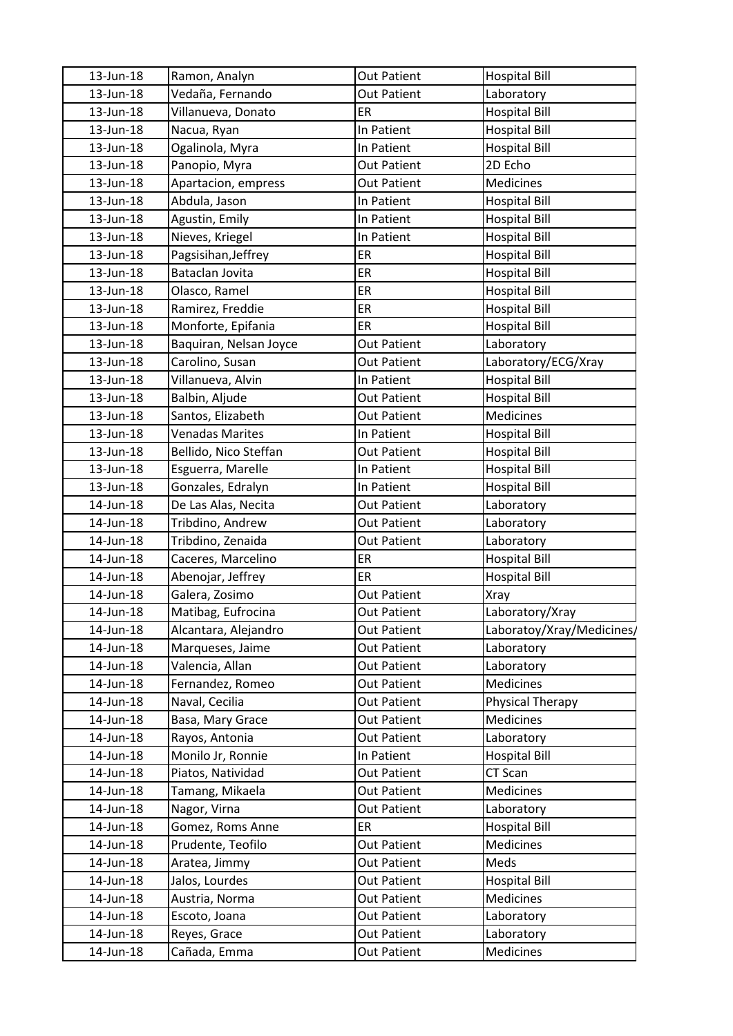| 13-Jun-18 | Ramon, Analyn | Out Patient | Hospital Bill |
|---|---|---|---|
| 13-Jun-18 | Vedaña, Fernando | Out Patient | Laboratory |
| 13-Jun-18 | Villanueva, Donato | ER | Hospital Bill |
| 13-Jun-18 | Nacua, Ryan | In Patient | Hospital Bill |
| 13-Jun-18 | Ogalinola, Myra | In Patient | Hospital Bill |
| 13-Jun-18 | Panopio, Myra | Out Patient | 2D Echo |
| 13-Jun-18 | Apartacion, empress | Out Patient | Medicines |
| 13-Jun-18 | Abdula, Jason | In Patient | Hospital Bill |
| 13-Jun-18 | Agustin, Emily | In Patient | Hospital Bill |
| 13-Jun-18 | Nieves, Kriegel | In Patient | Hospital Bill |
| 13-Jun-18 | Pagsisihan,Jeffrey | ER | Hospital Bill |
| 13-Jun-18 | Bataclan Jovita | ER | Hospital Bill |
| 13-Jun-18 | Olasco, Ramel | ER | Hospital Bill |
| 13-Jun-18 | Ramirez, Freddie | ER | Hospital Bill |
| 13-Jun-18 | Monforte, Epifania | ER | Hospital Bill |
| 13-Jun-18 | Baquiran, Nelsan Joyce | Out Patient | Laboratory |
| 13-Jun-18 | Carolino, Susan | Out Patient | Laboratory/ECG/Xray |
| 13-Jun-18 | Villanueva, Alvin | In Patient | Hospital Bill |
| 13-Jun-18 | Balbin, Aljude | Out Patient | Hospital Bill |
| 13-Jun-18 | Santos, Elizabeth | Out Patient | Medicines |
| 13-Jun-18 | Venadas Marites | In Patient | Hospital Bill |
| 13-Jun-18 | Bellido, Nico Steffan | Out Patient | Hospital Bill |
| 13-Jun-18 | Esguerra, Marelle | In Patient | Hospital Bill |
| 13-Jun-18 | Gonzales, Edralyn | In Patient | Hospital Bill |
| 14-Jun-18 | De Las Alas, Necita | Out Patient | Laboratory |
| 14-Jun-18 | Tribdino, Andrew | Out Patient | Laboratory |
| 14-Jun-18 | Tribdino, Zenaida | Out Patient | Laboratory |
| 14-Jun-18 | Caceres, Marcelino | ER | Hospital Bill |
| 14-Jun-18 | Abenojar, Jeffrey | ER | Hospital Bill |
| 14-Jun-18 | Galera, Zosimo | Out Patient | Xray |
| 14-Jun-18 | Matibag, Eufrocina | Out Patient | Laboratory/Xray |
| 14-Jun-18 | Alcantara, Alejandro | Out Patient | Laboratoy/Xray/Medicines/ |
| 14-Jun-18 | Marqueses, Jaime | Out Patient | Laboratory |
| 14-Jun-18 | Valencia, Allan | Out Patient | Laboratory |
| 14-Jun-18 | Fernandez, Romeo | Out Patient | Medicines |
| 14-Jun-18 | Naval, Cecilia | Out Patient | Physical Therapy |
| 14-Jun-18 | Basa, Mary Grace | Out Patient | Medicines |
| 14-Jun-18 | Rayos, Antonia | Out Patient | Laboratory |
| 14-Jun-18 | Monilo Jr, Ronnie | In Patient | Hospital Bill |
| 14-Jun-18 | Piatos, Natividad | Out Patient | CT Scan |
| 14-Jun-18 | Tamang, Mikaela | Out Patient | Medicines |
| 14-Jun-18 | Nagor, Virna | Out Patient | Laboratory |
| 14-Jun-18 | Gomez, Roms Anne | ER | Hospital Bill |
| 14-Jun-18 | Prudente, Teofilo | Out Patient | Medicines |
| 14-Jun-18 | Aratea, Jimmy | Out Patient | Meds |
| 14-Jun-18 | Jalos, Lourdes | Out Patient | Hospital Bill |
| 14-Jun-18 | Austria, Norma | Out Patient | Medicines |
| 14-Jun-18 | Escoto, Joana | Out Patient | Laboratory |
| 14-Jun-18 | Reyes, Grace | Out Patient | Laboratory |
| 14-Jun-18 | Cañada, Emma | Out Patient | Medicines |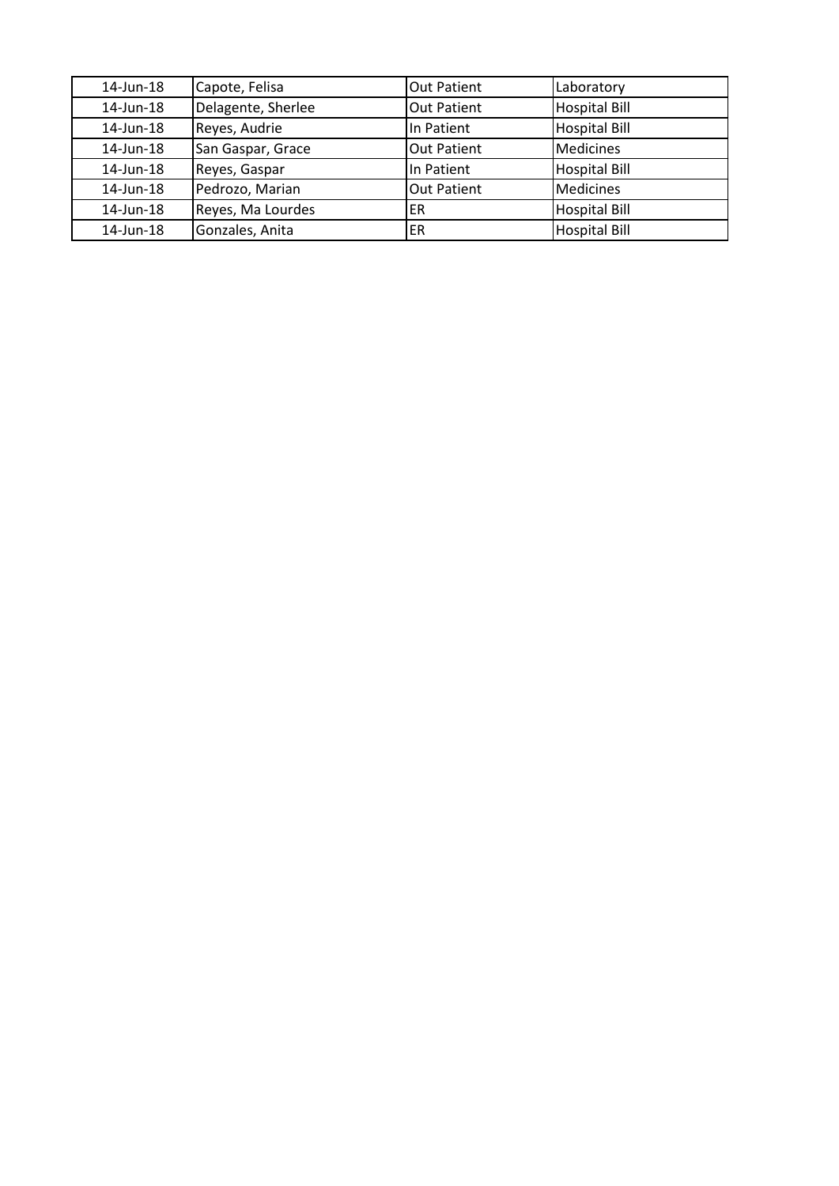| 14-Jun-18 | Capote, Felisa | Out Patient | Laboratory |
|---|---|---|---|
| 14-Jun-18 | Delagente, Sherlee | Out Patient | Hospital Bill |
| 14-Jun-18 | Reyes, Audrie | In Patient | Hospital Bill |
| 14-Jun-18 | San Gaspar, Grace | Out Patient | Medicines |
| 14-Jun-18 | Reyes, Gaspar | In Patient | Hospital Bill |
| 14-Jun-18 | Pedrozo, Marian | Out Patient | Medicines |
| 14-Jun-18 | Reyes, Ma Lourdes | ER | Hospital Bill |
| 14-Jun-18 | Gonzales, Anita | ER | Hospital Bill |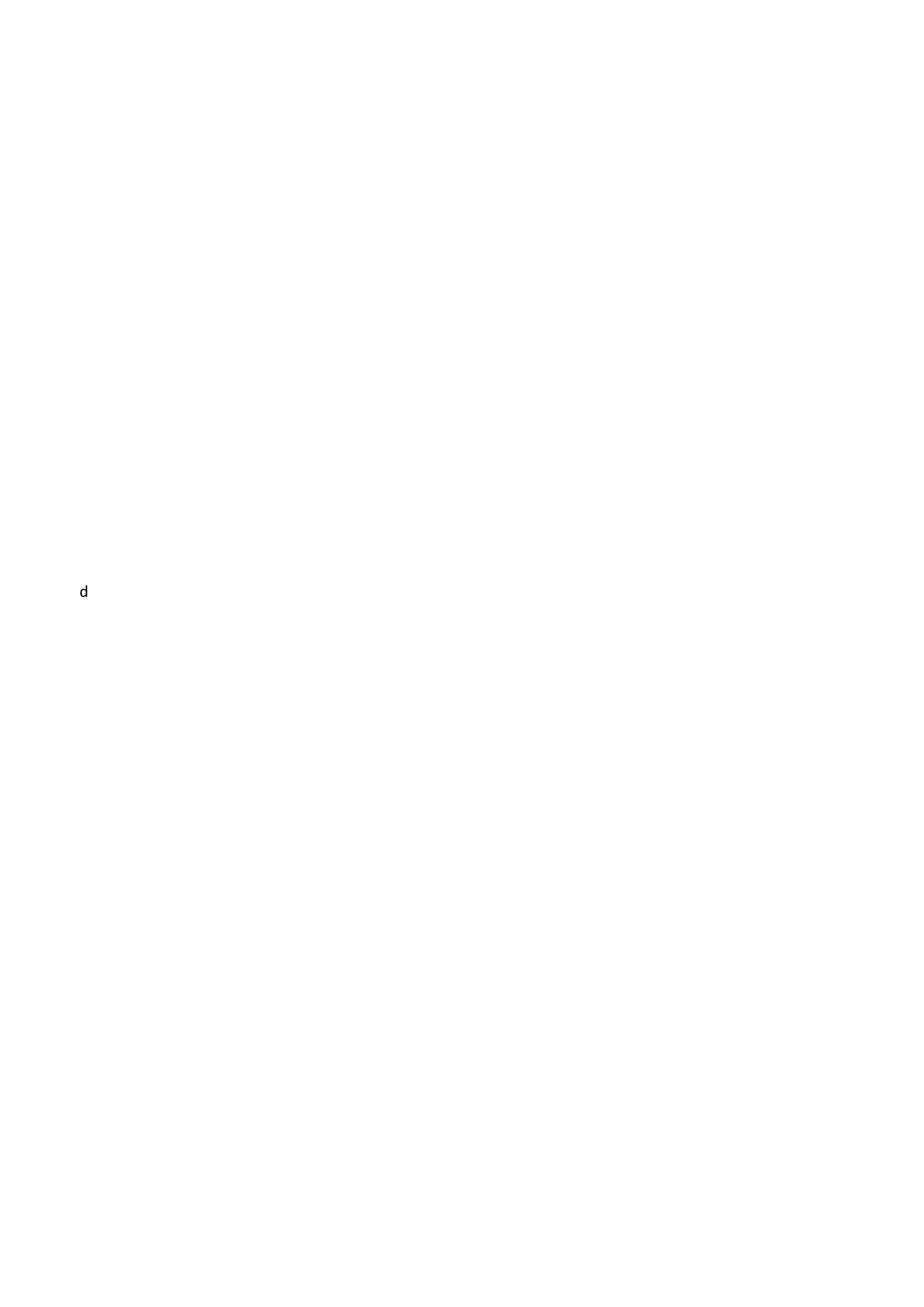d